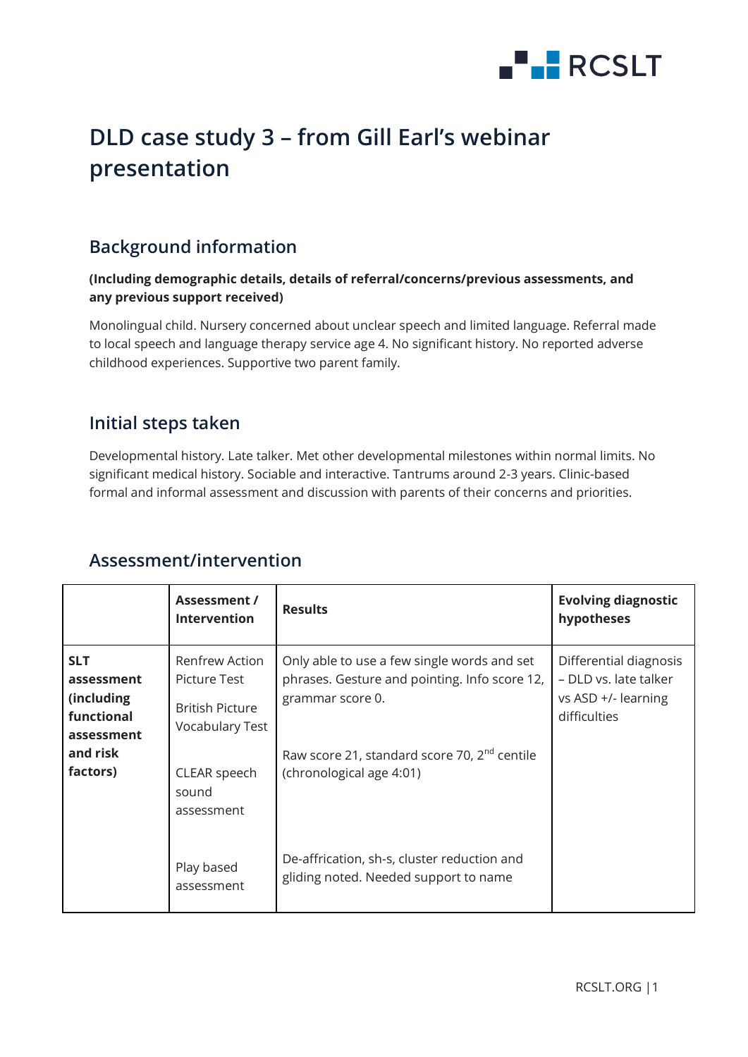# DLD case study 3 – from Gill Earl's webinar presentation

## Background information

**(Including demographic details, details of referral/concerns/previous assessments, and any previous support received)**

Monolingual child. Nursery concerned about unclear speech and limited language. Referral made to local speech and language therapy service age 4. No significant history. No reported adverse childhood experiences. Supportive two parent family.

## Initial steps taken

Developmental history. Late talker. Met other developmental milestones within normal limits. No significant medical history. Sociable and interactive. Tantrums around 2-3 years. Clinic-based formal and informal assessment and discussion with parents of their concerns and priorities.

## Assessment/intervention

| | Assessment / Intervention | Results | Evolving diagnostic hypotheses |
|---|---|---|---|
| **SLT assessment (including functional assessment and risk factors)** | Renfrew Action Picture Test | Only able to use a few single words and set phrases. Gesture and pointing. Info score 12, grammar score 0. | Differential diagnosis – DLD vs. late talker vs ASD +/- learning difficulties |
| | British Picture Vocabulary Test | Raw score 21, standard score 70, 2nd centile (chronological age 4:01) | |
| | CLEAR speech sound assessment | De-affrication, sh-s, cluster reduction and gliding noted. Needed support to name | |
| | Play based assessment | | |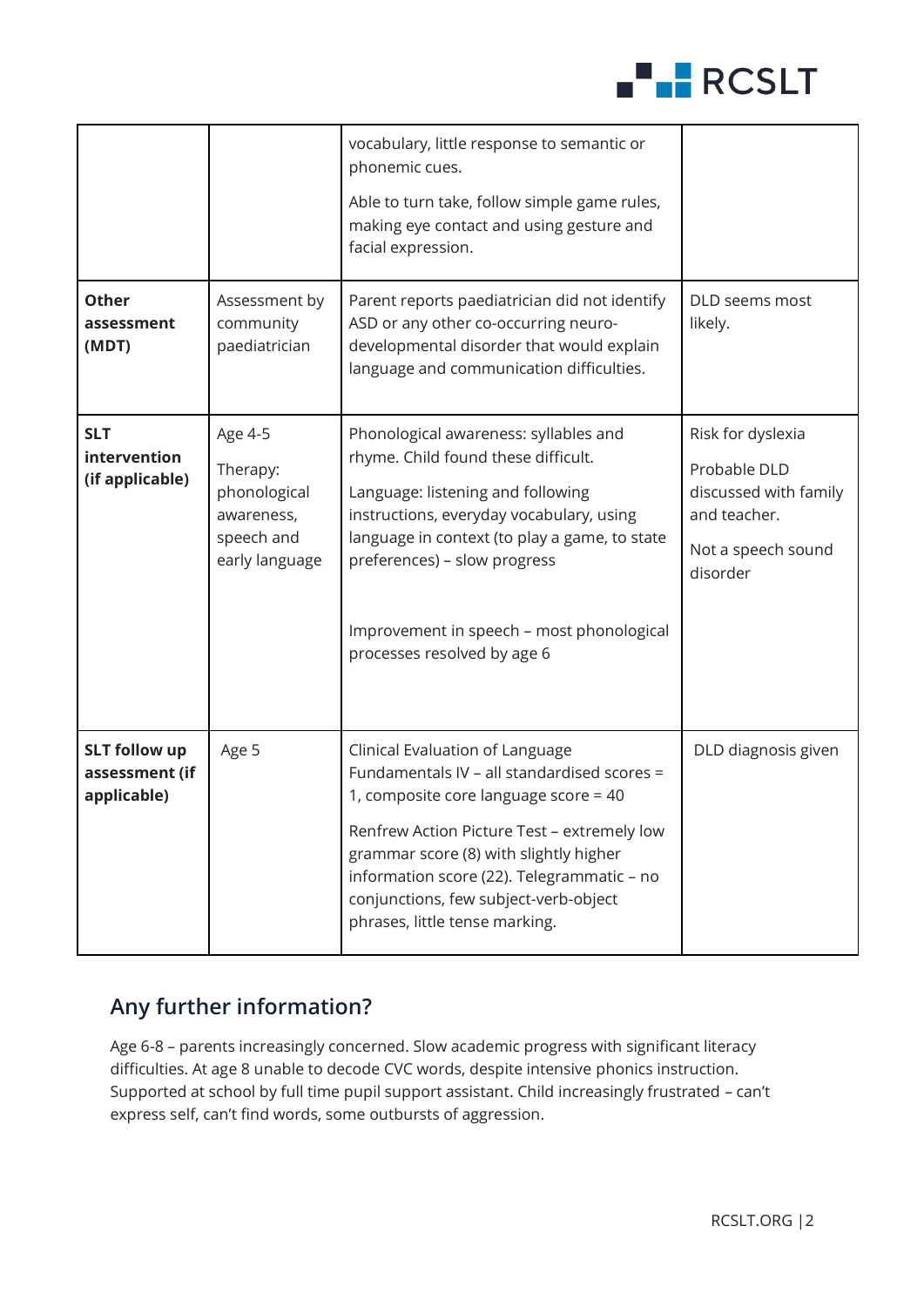| | | | |
|---|---|---|---|
| | | vocabulary, little response to semantic or phonemic cues.<br><br>Able to turn take, follow simple game rules, making eye contact and using gesture and facial expression. | |
| **Other assessment (MDT)** | Assessment by community paediatrician | Parent reports paediatrician did not identify ASD or any other co-occurring neuro-developmental disorder that would explain language and communication difficulties. | DLD seems most likely. |
| **SLT intervention (if applicable)** | Age 4-5<br><br>Therapy: phonological awareness, speech and early language | Phonological awareness: syllables and rhyme. Child found these difficult.<br><br>Language: listening and following instructions, everyday vocabulary, using language in context (to play a game, to state preferences) – slow progress<br><br>Improvement in speech – most phonological processes resolved by age 6 | Risk for dyslexia<br><br>Probable DLD discussed with family and teacher.<br><br>Not a speech sound disorder |
| **SLT follow up assessment (if applicable)** | Age 5 | Clinical Evaluation of Language Fundamentals IV – all standardised scores = 1, composite core language score = 40<br><br>Renfrew Action Picture Test – extremely low grammar score (8) with slightly higher information score (22). Telegrammatic – no conjunctions, few subject-verb-object phrases, little tense marking. | DLD diagnosis given |

## Any further information?

Age 6-8 – parents increasingly concerned. Slow academic progress with significant literacy difficulties. At age 8 unable to decode CVC words, despite intensive phonics instruction. Supported at school by full time pupil support assistant. Child increasingly frustrated – can't express self, can't find words, some outbursts of aggression.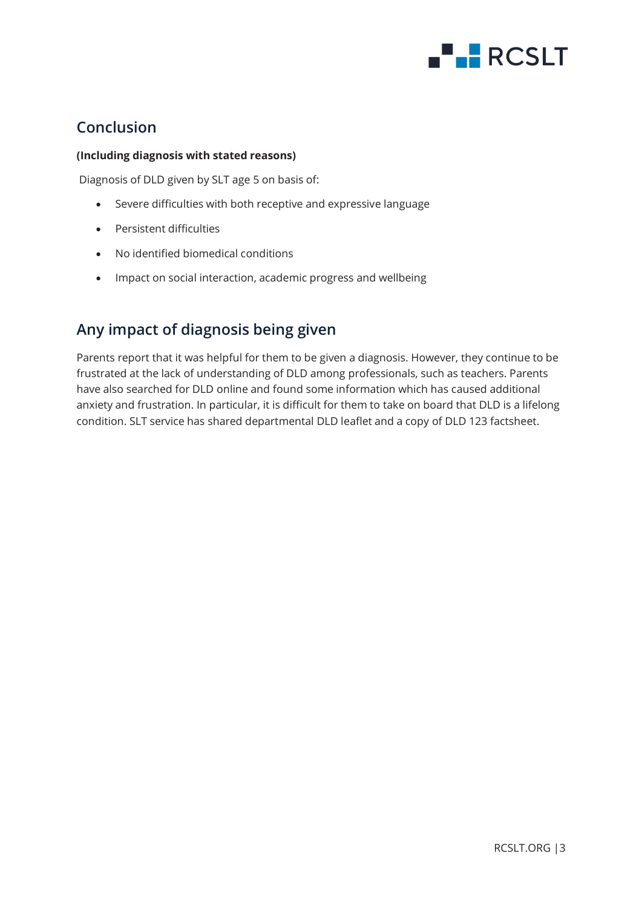## Conclusion

**(Including diagnosis with stated reasons)**

Diagnosis of DLD given by SLT age 5 on basis of:

- Severe difficulties with both receptive and expressive language
- Persistent difficulties
- No identified biomedical conditions
- Impact on social interaction, academic progress and wellbeing

## Any impact of diagnosis being given

Parents report that it was helpful for them to be given a diagnosis. However, they continue to be frustrated at the lack of understanding of DLD among professionals, such as teachers. Parents have also searched for DLD online and found some information which has caused additional anxiety and frustration. In particular, it is difficult for them to take on board that DLD is a lifelong condition. SLT service has shared departmental DLD leaflet and a copy of DLD 123 factsheet.